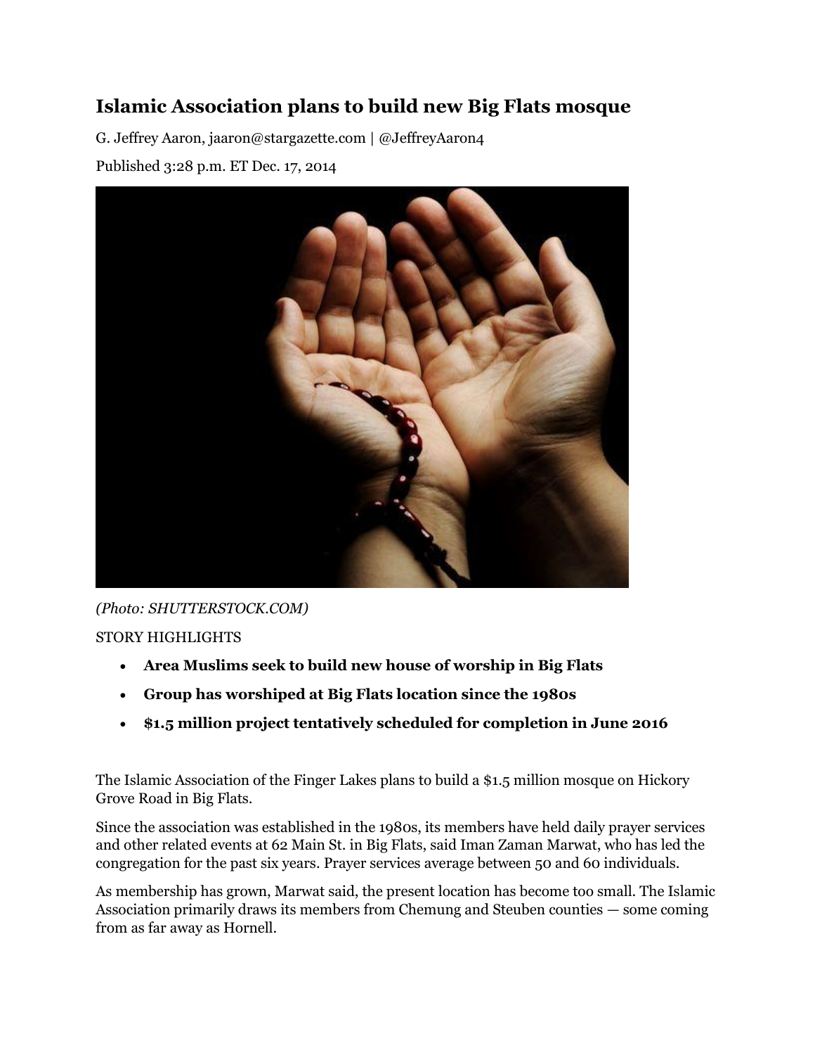# Islamic Association plans to build new Big Flats mosque

G. Jeffrey Aaron, jaaron@stargazette.com | @JeffreyAaron4

Published 3:28 p.m. ET Dec. 17, 2014

*(Photo: SHUTTERSTOCK.COM)*

STORY HIGHLIGHTS

- **Area Muslims seek to build new house of worship in Big Flats**
- **Group has worshiped at Big Flats location since the 1980s**
- **$1.5 million project tentatively scheduled for completion in June 2016**

The Islamic Association of the Finger Lakes plans to build a $1.5 million mosque on Hickory Grove Road in Big Flats.

Since the association was established in the 1980s, its members have held daily prayer services and other related events at 62 Main St. in Big Flats, said Iman Zaman Marwat, who has led the congregation for the past six years. Prayer services average between 50 and 60 individuals.

As membership has grown, Marwat said, the present location has become too small. The Islamic Association primarily draws its members from Chemung and Steuben counties — some coming from as far away as Hornell.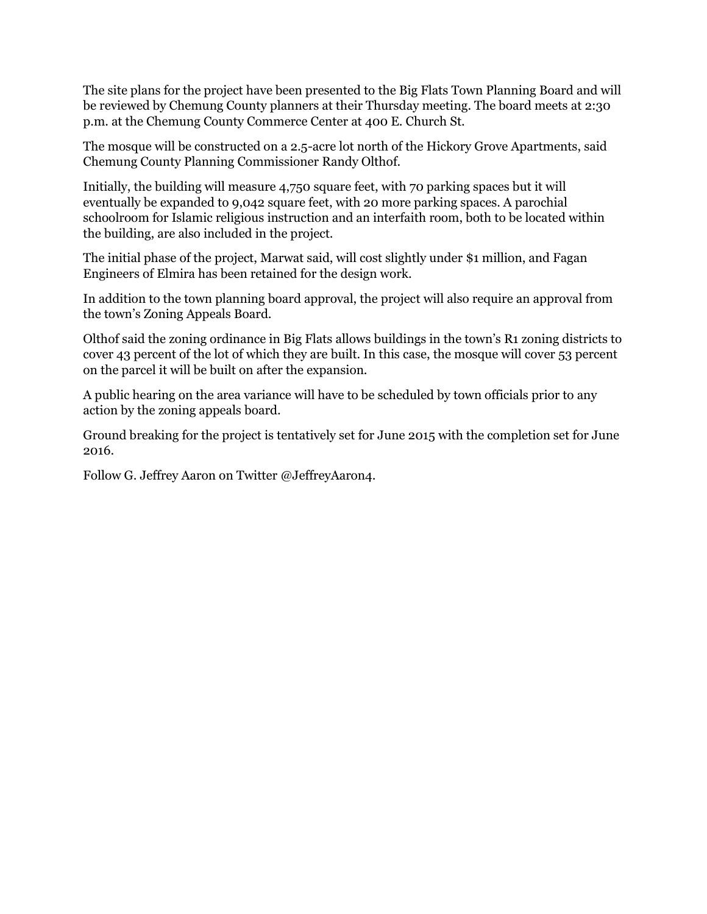The site plans for the project have been presented to the Big Flats Town Planning Board and will be reviewed by Chemung County planners at their Thursday meeting. The board meets at 2:30 p.m. at the Chemung County Commerce Center at 400 E. Church St.

The mosque will be constructed on a 2.5-acre lot north of the Hickory Grove Apartments, said Chemung County Planning Commissioner Randy Olthof.

Initially, the building will measure 4,750 square feet, with 70 parking spaces but it will eventually be expanded to 9,042 square feet, with 20 more parking spaces. A parochial schoolroom for Islamic religious instruction and an interfaith room, both to be located within the building, are also included in the project.

The initial phase of the project, Marwat said, will cost slightly under $1 million, and Fagan Engineers of Elmira has been retained for the design work.

In addition to the town planning board approval, the project will also require an approval from the town's Zoning Appeals Board.

Olthof said the zoning ordinance in Big Flats allows buildings in the town's R1 zoning districts to cover 43 percent of the lot of which they are built. In this case, the mosque will cover 53 percent on the parcel it will be built on after the expansion.

A public hearing on the area variance will have to be scheduled by town officials prior to any action by the zoning appeals board.

Ground breaking for the project is tentatively set for June 2015 with the completion set for June 2016.

Follow G. Jeffrey Aaron on Twitter @JeffreyAaron4.